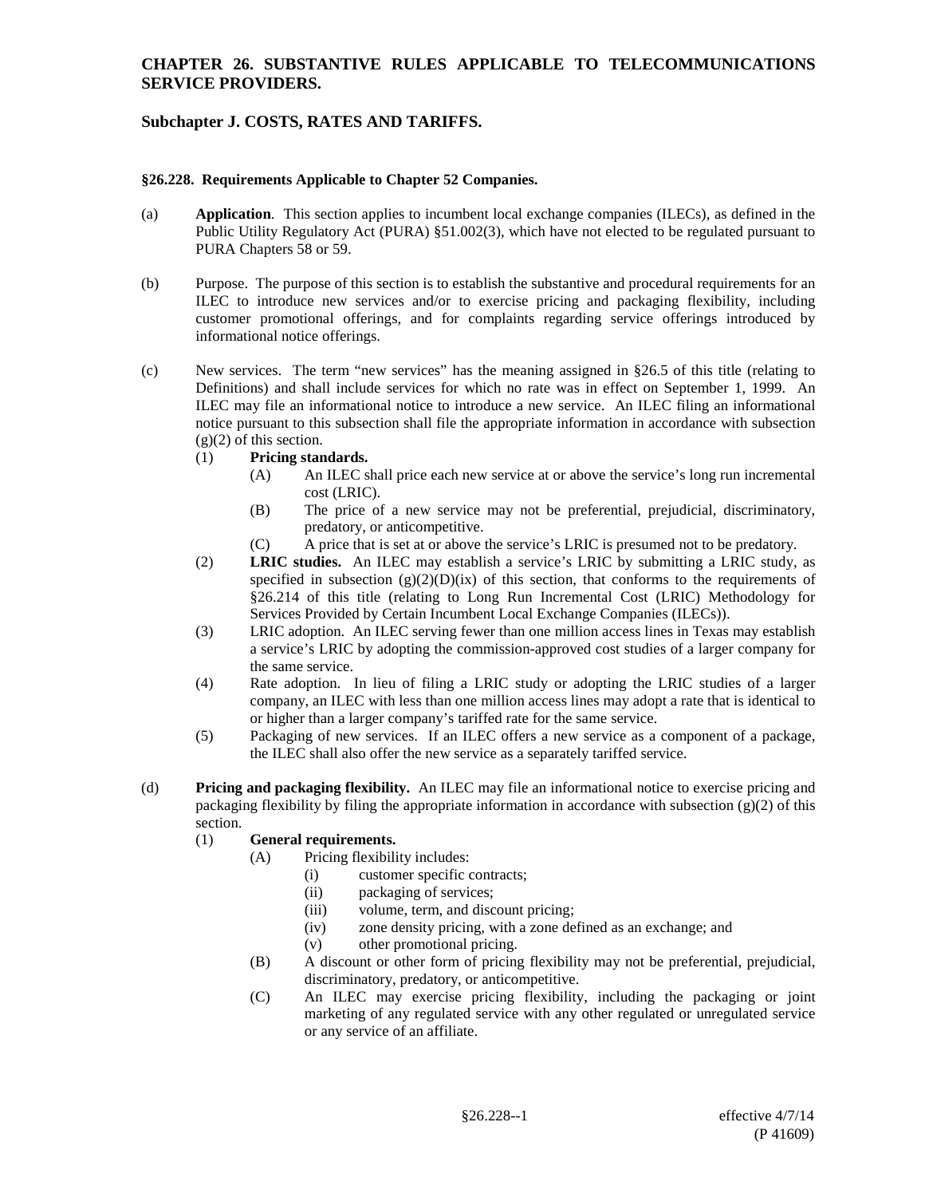# CHAPTER 26. SUBSTANTIVE RULES APPLICABLE TO TELECOMMUNICATIONS SERVICE PROVIDERS.

## Subchapter J. COSTS, RATES AND TARIFFS.

### §26.228. Requirements Applicable to Chapter 52 Companies.

(a) **Application**. This section applies to incumbent local exchange companies (ILECs), as defined in the Public Utility Regulatory Act (PURA) §51.002(3), which have not elected to be regulated pursuant to PURA Chapters 58 or 59.

(b) Purpose. The purpose of this section is to establish the substantive and procedural requirements for an ILEC to introduce new services and/or to exercise pricing and packaging flexibility, including customer promotional offerings, and for complaints regarding service offerings introduced by informational notice offerings.

(c) New services. The term "new services" has the meaning assigned in §26.5 of this title (relating to Definitions) and shall include services for which no rate was in effect on September 1, 1999. An ILEC may file an informational notice to introduce a new service. An ILEC filing an informational notice pursuant to this subsection shall file the appropriate information in accordance with subsection (g)(2) of this section.

  (1) **Pricing standards.**

    (A) An ILEC shall price each new service at or above the service's long run incremental cost (LRIC).

    (B) The price of a new service may not be preferential, prejudicial, discriminatory, predatory, or anticompetitive.

    (C) A price that is set at or above the service's LRIC is presumed not to be predatory.

  (2) **LRIC studies.** An ILEC may establish a service's LRIC by submitting a LRIC study, as specified in subsection (g)(2)(D)(ix) of this section, that conforms to the requirements of §26.214 of this title (relating to Long Run Incremental Cost (LRIC) Methodology for Services Provided by Certain Incumbent Local Exchange Companies (ILECs)).

  (3) LRIC adoption. An ILEC serving fewer than one million access lines in Texas may establish a service's LRIC by adopting the commission-approved cost studies of a larger company for the same service.

  (4) Rate adoption. In lieu of filing a LRIC study or adopting the LRIC studies of a larger company, an ILEC with less than one million access lines may adopt a rate that is identical to or higher than a larger company's tariffed rate for the same service.

  (5) Packaging of new services. If an ILEC offers a new service as a component of a package, the ILEC shall also offer the new service as a separately tariffed service.

(d) **Pricing and packaging flexibility.** An ILEC may file an informational notice to exercise pricing and packaging flexibility by filing the appropriate information in accordance with subsection (g)(2) of this section.

  (1) **General requirements.**

    (A) Pricing flexibility includes:

      (i) customer specific contracts;

      (ii) packaging of services;

      (iii) volume, term, and discount pricing;

      (iv) zone density pricing, with a zone defined as an exchange; and

      (v) other promotional pricing.

    (B) A discount or other form of pricing flexibility may not be preferential, prejudicial, discriminatory, predatory, or anticompetitive.

    (C) An ILEC may exercise pricing flexibility, including the packaging or joint marketing of any regulated service with any other regulated or unregulated service or any service of an affiliate.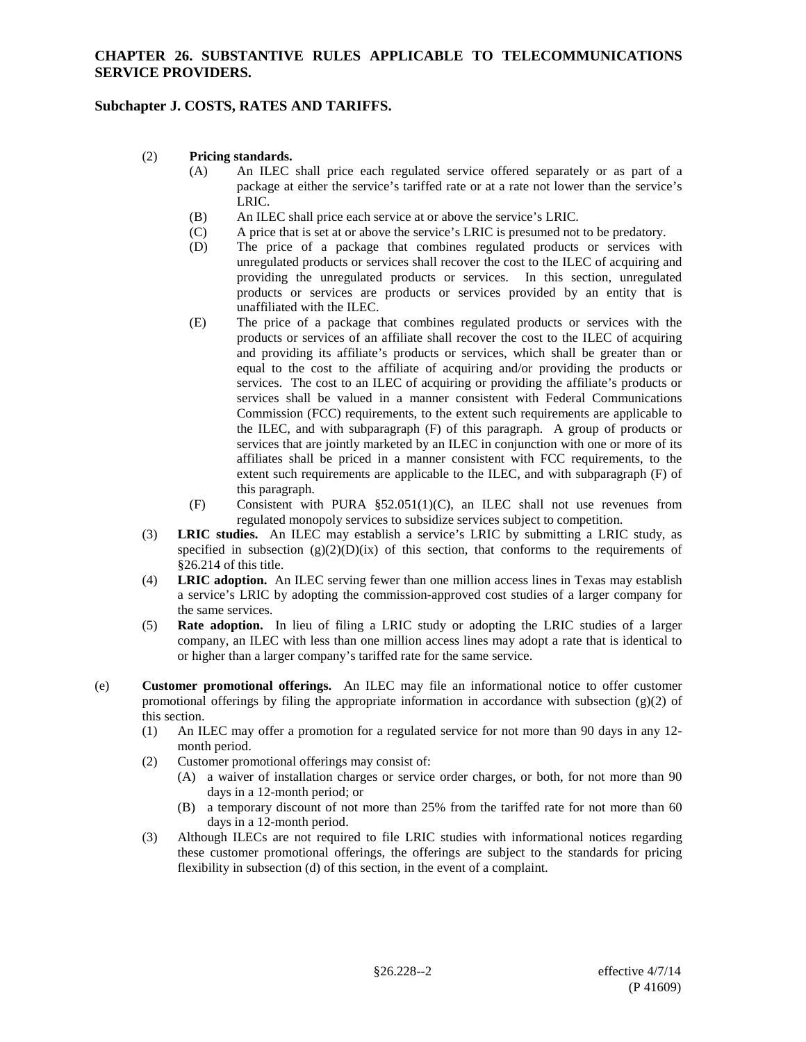(2) **Pricing standards.**

(A) An ILEC shall price each regulated service offered separately or as part of a package at either the service's tariffed rate or at a rate not lower than the service's LRIC.

(B) An ILEC shall price each service at or above the service's LRIC.

(C) A price that is set at or above the service's LRIC is presumed not to be predatory.

(D) The price of a package that combines regulated products or services with unregulated products or services shall recover the cost to the ILEC of acquiring and providing the unregulated products or services. In this section, unregulated products or services are products or services provided by an entity that is unaffiliated with the ILEC.

(E) The price of a package that combines regulated products or services with the products or services of an affiliate shall recover the cost to the ILEC of acquiring and providing its affiliate's products or services, which shall be greater than or equal to the cost to the affiliate of acquiring and/or providing the products or services. The cost to an ILEC of acquiring or providing the affiliate's products or services shall be valued in a manner consistent with Federal Communications Commission (FCC) requirements, to the extent such requirements are applicable to the ILEC, and with subparagraph (F) of this paragraph. A group of products or services that are jointly marketed by an ILEC in conjunction with one or more of its affiliates shall be priced in a manner consistent with FCC requirements, to the extent such requirements are applicable to the ILEC, and with subparagraph (F) of this paragraph.

(F) Consistent with PURA §52.051(1)(C), an ILEC shall not use revenues from regulated monopoly services to subsidize services subject to competition.

(3) **LRIC studies.** An ILEC may establish a service's LRIC by submitting a LRIC study, as specified in subsection (g)(2)(D)(ix) of this section, that conforms to the requirements of §26.214 of this title.

(4) **LRIC adoption.** An ILEC serving fewer than one million access lines in Texas may establish a service's LRIC by adopting the commission-approved cost studies of a larger company for the same services.

(5) **Rate adoption.** In lieu of filing a LRIC study or adopting the LRIC studies of a larger company, an ILEC with less than one million access lines may adopt a rate that is identical to or higher than a larger company's tariffed rate for the same service.

(e) **Customer promotional offerings.** An ILEC may file an informational notice to offer customer promotional offerings by filing the appropriate information in accordance with subsection (g)(2) of this section.

(1) An ILEC may offer a promotion for a regulated service for not more than 90 days in any 12-month period.

(2) Customer promotional offerings may consist of:

(A) a waiver of installation charges or service order charges, or both, for not more than 90 days in a 12-month period; or

(B) a temporary discount of not more than 25% from the tariffed rate for not more than 60 days in a 12-month period.

(3) Although ILECs are not required to file LRIC studies with informational notices regarding these customer promotional offerings, the offerings are subject to the standards for pricing flexibility in subsection (d) of this section, in the event of a complaint.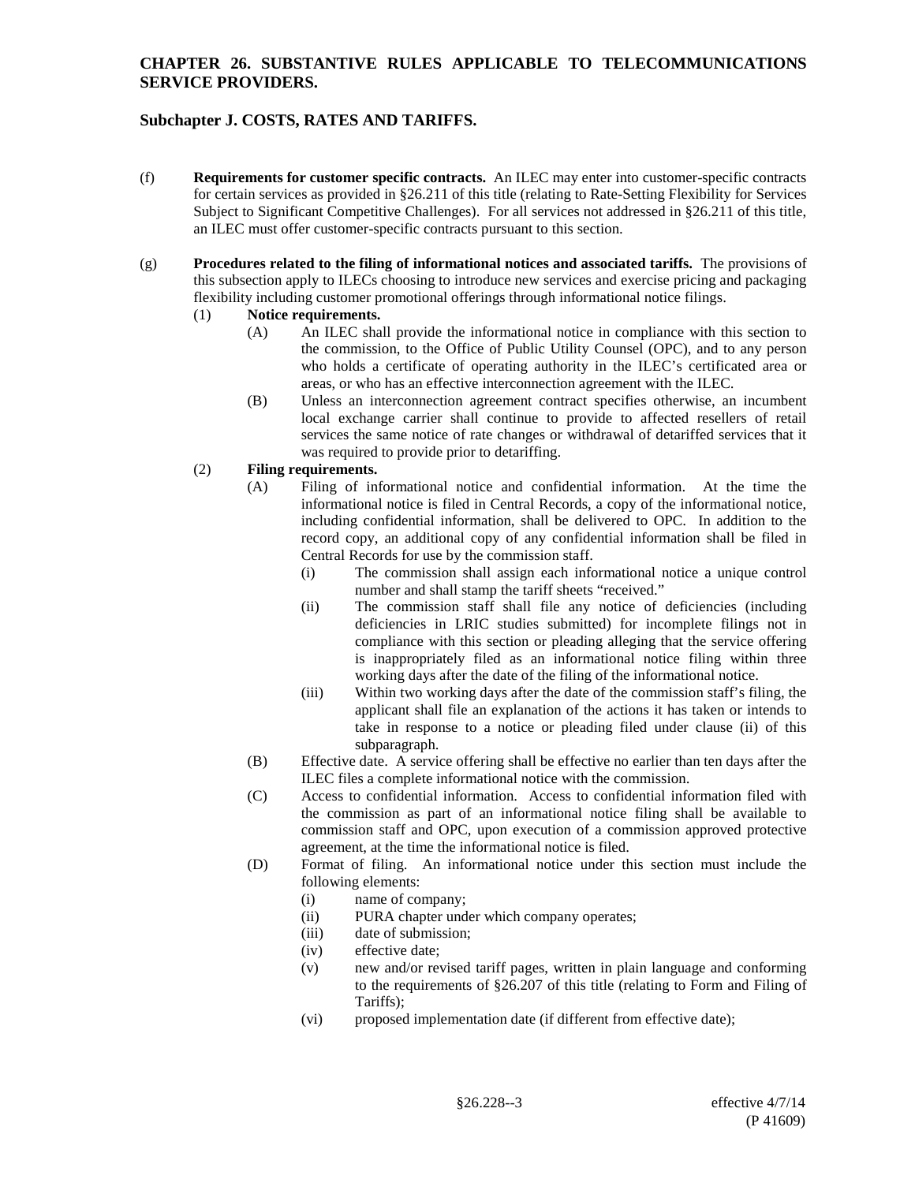(f) **Requirements for customer specific contracts.** An ILEC may enter into customer-specific contracts for certain services as provided in §26.211 of this title (relating to Rate-Setting Flexibility for Services Subject to Significant Competitive Challenges). For all services not addressed in §26.211 of this title, an ILEC must offer customer-specific contracts pursuant to this section.

(g) **Procedures related to the filing of informational notices and associated tariffs.** The provisions of this subsection apply to ILECs choosing to introduce new services and exercise pricing and packaging flexibility including customer promotional offerings through informational notice filings.

- (1) **Notice requirements.**
  - (A) An ILEC shall provide the informational notice in compliance with this section to the commission, to the Office of Public Utility Counsel (OPC), and to any person who holds a certificate of operating authority in the ILEC's certificated area or areas, or who has an effective interconnection agreement with the ILEC.
  - (B) Unless an interconnection agreement contract specifies otherwise, an incumbent local exchange carrier shall continue to provide to affected resellers of retail services the same notice of rate changes or withdrawal of detariffed services that it was required to provide prior to detariffing.
- (2) **Filing requirements.**
  - (A) Filing of informational notice and confidential information. At the time the informational notice is filed in Central Records, a copy of the informational notice, including confidential information, shall be delivered to OPC. In addition to the record copy, an additional copy of any confidential information shall be filed in Central Records for use by the commission staff.
    - (i) The commission shall assign each informational notice a unique control number and shall stamp the tariff sheets "received."
    - (ii) The commission staff shall file any notice of deficiencies (including deficiencies in LRIC studies submitted) for incomplete filings not in compliance with this section or pleading alleging that the service offering is inappropriately filed as an informational notice filing within three working days after the date of the filing of the informational notice.
    - (iii) Within two working days after the date of the commission staff's filing, the applicant shall file an explanation of the actions it has taken or intends to take in response to a notice or pleading filed under clause (ii) of this subparagraph.
  - (B) Effective date. A service offering shall be effective no earlier than ten days after the ILEC files a complete informational notice with the commission.
  - (C) Access to confidential information. Access to confidential information filed with the commission as part of an informational notice filing shall be available to commission staff and OPC, upon execution of a commission approved protective agreement, at the time the informational notice is filed.
  - (D) Format of filing. An informational notice under this section must include the following elements:
    - (i) name of company;
    - (ii) PURA chapter under which company operates;
    - (iii) date of submission;
    - (iv) effective date;
    - (v) new and/or revised tariff pages, written in plain language and conforming to the requirements of §26.207 of this title (relating to Form and Filing of Tariffs);
    - (vi) proposed implementation date (if different from effective date);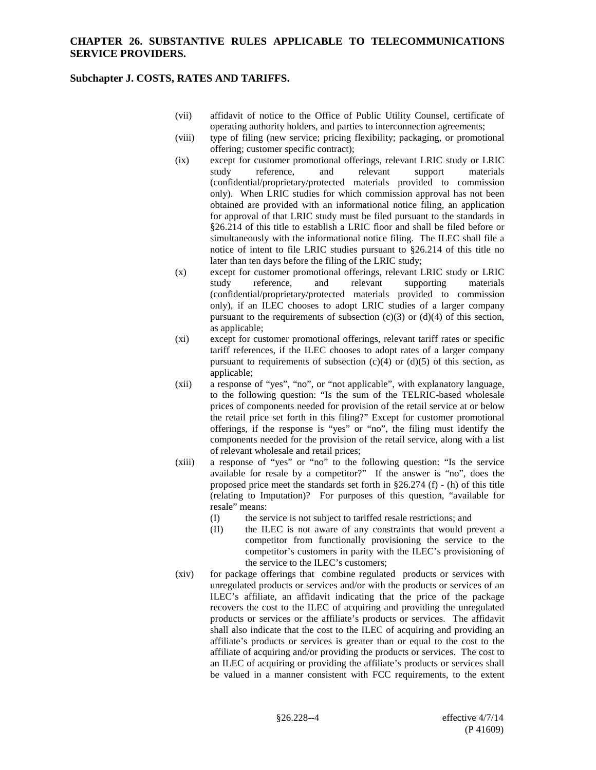# CHAPTER 26. SUBSTANTIVE RULES APPLICABLE TO TELECOMMUNICATIONS SERVICE PROVIDERS.

## Subchapter J. COSTS, RATES AND TARIFFS.

(vii) affidavit of notice to the Office of Public Utility Counsel, certificate of operating authority holders, and parties to interconnection agreements;

(viii) type of filing (new service; pricing flexibility; packaging, or promotional offering; customer specific contract);

(ix) except for customer promotional offerings, relevant LRIC study or LRIC study reference, and relevant support materials (confidential/proprietary/protected materials provided to commission only). When LRIC studies for which commission approval has not been obtained are provided with an informational notice filing, an application for approval of that LRIC study must be filed pursuant to the standards in §26.214 of this title to establish a LRIC floor and shall be filed before or simultaneously with the informational notice filing. The ILEC shall file a notice of intent to file LRIC studies pursuant to §26.214 of this title no later than ten days before the filing of the LRIC study;

(x) except for customer promotional offerings, relevant LRIC study or LRIC study reference, and relevant supporting materials (confidential/proprietary/protected materials provided to commission only), if an ILEC chooses to adopt LRIC studies of a larger company pursuant to the requirements of subsection (c)(3) or (d)(4) of this section, as applicable;

(xi) except for customer promotional offerings, relevant tariff rates or specific tariff references, if the ILEC chooses to adopt rates of a larger company pursuant to requirements of subsection (c)(4) or (d)(5) of this section, as applicable;

(xii) a response of "yes", "no", or "not applicable", with explanatory language, to the following question: "Is the sum of the TELRIC-based wholesale prices of components needed for provision of the retail service at or below the retail price set forth in this filing?" Except for customer promotional offerings, if the response is "yes" or "no", the filing must identify the components needed for the provision of the retail service, along with a list of relevant wholesale and retail prices;

(xiii) a response of "yes" or "no" to the following question: "Is the service available for resale by a competitor?" If the answer is "no", does the proposed price meet the standards set forth in §26.274 (f) - (h) of this title (relating to Imputation)? For purposes of this question, "available for resale" means:

- (I) the service is not subject to tariffed resale restrictions; and
- (II) the ILEC is not aware of any constraints that would prevent a competitor from functionally provisioning the service to the competitor's customers in parity with the ILEC's provisioning of the service to the ILEC's customers;

(xiv) for package offerings that combine regulated products or services with unregulated products or services and/or with the products or services of an ILEC's affiliate, an affidavit indicating that the price of the package recovers the cost to the ILEC of acquiring and providing the unregulated products or services or the affiliate's products or services. The affidavit shall also indicate that the cost to the ILEC of acquiring and providing an affiliate's products or services is greater than or equal to the cost to the affiliate of acquiring and/or providing the products or services. The cost to an ILEC of acquiring or providing the affiliate's products or services shall be valued in a manner consistent with FCC requirements, to the extent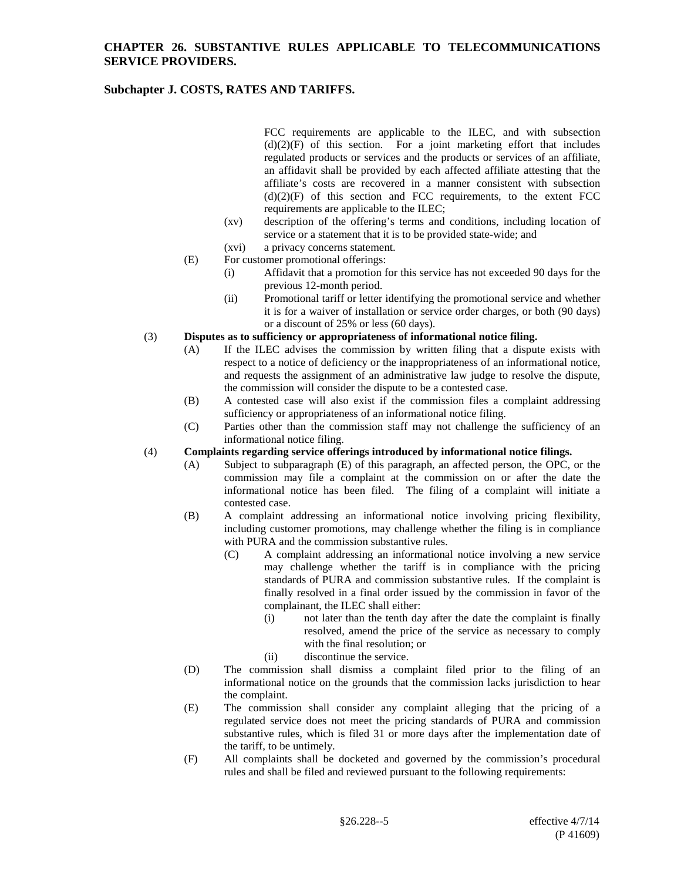FCC requirements are applicable to the ILEC, and with subsection (d)(2)(F) of this section. For a joint marketing effort that includes regulated products or services and the products or services of an affiliate, an affidavit shall be provided by each affected affiliate attesting that the affiliate's costs are recovered in a manner consistent with subsection (d)(2)(F) of this section and FCC requirements, to the extent FCC requirements are applicable to the ILEC;

(xv) description of the offering's terms and conditions, including location of service or a statement that it is to be provided state-wide; and

(xvi) a privacy concerns statement.

(E) For customer promotional offerings:

(i) Affidavit that a promotion for this service has not exceeded 90 days for the previous 12-month period.

(ii) Promotional tariff or letter identifying the promotional service and whether it is for a waiver of installation or service order charges, or both (90 days) or a discount of 25% or less (60 days).

(3) **Disputes as to sufficiency or appropriateness of informational notice filing.**

(A) If the ILEC advises the commission by written filing that a dispute exists with respect to a notice of deficiency or the inappropriateness of an informational notice, and requests the assignment of an administrative law judge to resolve the dispute, the commission will consider the dispute to be a contested case.

(B) A contested case will also exist if the commission files a complaint addressing sufficiency or appropriateness of an informational notice filing.

(C) Parties other than the commission staff may not challenge the sufficiency of an informational notice filing.

(4) **Complaints regarding service offerings introduced by informational notice filings.**

(A) Subject to subparagraph (E) of this paragraph, an affected person, the OPC, or the commission may file a complaint at the commission on or after the date the informational notice has been filed. The filing of a complaint will initiate a contested case.

(B) A complaint addressing an informational notice involving pricing flexibility, including customer promotions, may challenge whether the filing is in compliance with PURA and the commission substantive rules.

(C) A complaint addressing an informational notice involving a new service may challenge whether the tariff is in compliance with the pricing standards of PURA and commission substantive rules. If the complaint is finally resolved in a final order issued by the commission in favor of the complainant, the ILEC shall either:

(i) not later than the tenth day after the date the complaint is finally resolved, amend the price of the service as necessary to comply with the final resolution; or

(ii) discontinue the service.

(D) The commission shall dismiss a complaint filed prior to the filing of an informational notice on the grounds that the commission lacks jurisdiction to hear the complaint.

(E) The commission shall consider any complaint alleging that the pricing of a regulated service does not meet the pricing standards of PURA and commission substantive rules, which is filed 31 or more days after the implementation date of the tariff, to be untimely.

(F) All complaints shall be docketed and governed by the commission's procedural rules and shall be filed and reviewed pursuant to the following requirements: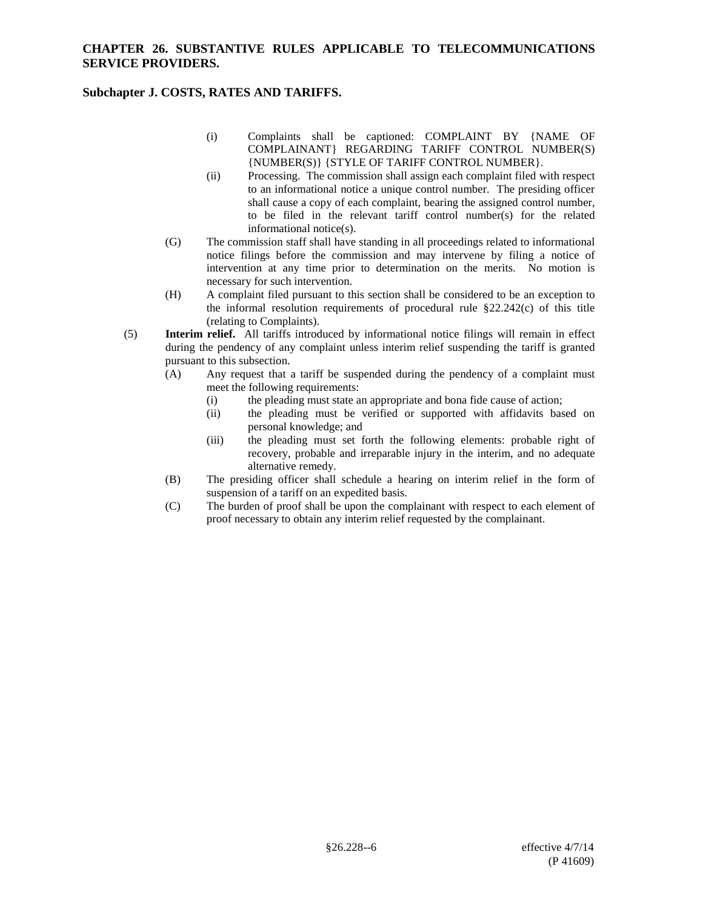(i) Complaints shall be captioned: COMPLAINT BY {NAME OF COMPLAINANT} REGARDING TARIFF CONTROL NUMBER(S) {NUMBER(S)} {STYLE OF TARIFF CONTROL NUMBER}.

(ii) Processing. The commission shall assign each complaint filed with respect to an informational notice a unique control number. The presiding officer shall cause a copy of each complaint, bearing the assigned control number, to be filed in the relevant tariff control number(s) for the related informational notice(s).

(G) The commission staff shall have standing in all proceedings related to informational notice filings before the commission and may intervene by filing a notice of intervention at any time prior to determination on the merits. No motion is necessary for such intervention.

(H) A complaint filed pursuant to this section shall be considered to be an exception to the informal resolution requirements of procedural rule §22.242(c) of this title (relating to Complaints).

(5) **Interim relief.** All tariffs introduced by informational notice filings will remain in effect during the pendency of any complaint unless interim relief suspending the tariff is granted pursuant to this subsection.

(A) Any request that a tariff be suspended during the pendency of a complaint must meet the following requirements:

(i) the pleading must state an appropriate and bona fide cause of action;

(ii) the pleading must be verified or supported with affidavits based on personal knowledge; and

(iii) the pleading must set forth the following elements: probable right of recovery, probable and irreparable injury in the interim, and no adequate alternative remedy.

(B) The presiding officer shall schedule a hearing on interim relief in the form of suspension of a tariff on an expedited basis.

(C) The burden of proof shall be upon the complainant with respect to each element of proof necessary to obtain any interim relief requested by the complainant.